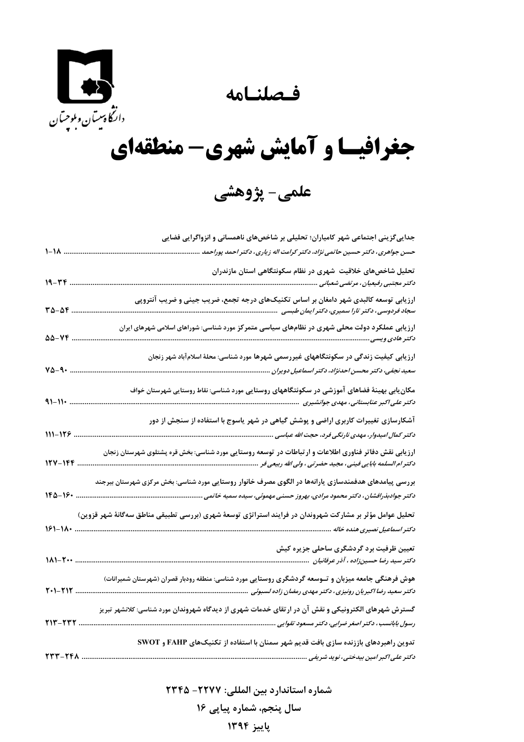دانشگاه سیستان و بلوچستان

# فصلنامه

# جغرافیا و آمایش شهری- منطقه‌ای

## علمی- پژوهشی

جدایی‌گزینی اجتماعی شهر کامیاران؛ تحلیلی بر شاخص‌های ناهمسانی و انزواگرایی فضایی
*حسن جواهری، دکتر حسین حاتمی نژاد، دکتر کرامت اله زیاری، دکتر احمد پوراحمد* ........ ۱-۱۸

تحلیل شاخص‌های خلاقیت شهری در نظام سکونتگاهی استان مازندران
*دکتر مجتبی رفیعیان، مرتضی شعبانی* ........ ۱۹-۳۴

ارزیابی توسعه کالبدی شهر دامغان بر اساس تکنیک‌های درجه تجمع، ضریب جینی و ضریب آنتروپی
*سجاد فردوسی، دکتر تارا سمیری، دکتر ایمان طبسی* ........ ۳۵-۵۴

ارزیابی عملکرد دولت محلی شهری در نظام‌های سیاسی متمرکز مورد شناسی: شوراهای اسلامی شهرهای ایران
*دکتر هادی ویسی* ........ ۵۵-۷۴

ارزیابی کیفیت زندگی در سکونتگاههای غیررسمی شهرها مورد شناسی: محلهٔ اسلام‌آباد شهر زنجان
*سعید نجفی، دکتر محسن احدنژاد، دکتر اسماعیل دویران* ........ ۷۵-۹۰

مکان‌یابی بهینهٔ فضاهای آموزشی در سکونتگاههای روستایی مورد شناسی: نقاط روستایی شهرستان خواف
*دکتر علی اکبر عنابستانی، مهدی جوانشیری* ........ ۹۱-۱۱۰

آشکارسازی تغییرات کاربری اراضی و پوشش گیاهی در شهر یاسوج با استفاده از سنجش از دور
*دکتر کمال امیدوار، مهدی نارنگی فرد، حجت الله عباسی* ........ ۱۱۱-۱۲۶

ارزیابی نقش دفاتر فناوری اطلاعات و ارتباطات در توسعه روستایی مورد شناسی: بخش قره پشتلوی شهرستان زنجان
*دکتر ام السلمه بابایی فینی، مجید حضرتی ، ولی الله ربیعی فر* ........ ۱۲۷-۱۴۴

بررسی پیامدهای هدفمندسازی یارانه‌ها در الگوی مصرف خانوار روستایی مورد شناسی: بخش مرکزی شهرستان بیرجند
*دکتر جوادبذرافشان، دکتر محمود مرادی، بهروز حسنی مهمونی، سیده سمیه خاتمی* ........ ۱۴۵-۱۶۰

تحلیل عوامل مؤثر بر مشارکت شهروندان در فرایند استراتژی توسعهٔ شهری (بررسی تطبیقی مناطق سه‌گانهٔ شهر قزوین)
*دکتر اسماعیل نصیری هنده خاله* ........ ۱۶۱-۱۸۰

تعیین ظرفیت برد گردشگری ساحلی جزیره کیش
*دکتر سید رضا حسین‌زاده ، آذر عرفانیان* ........ ۱۸۱-۲۰۰

هوش فرهنگی جامعه میزبان و توسعه گردشگری روستایی مورد شناسی: منطقه رودبار قصران (شهرستان شمیرانات)
*دکتر سعید رضا اکبریان رونیزی، دکتر مهدی رمضان زاده لسبوئی* ........ ۲۰۱-۲۱۲

گسترش شهرهای الکترونیکی و نقش آن در ارتقای خدمات شهری از دیدگاه شهروندان مورد شناسی: کلانشهر تبریز
*رسول بابانسب، دکتر اصغر ضرابی، دکتر مسعود تقوایی* ........ ۲۱۳-۲۳۲

تدوین راهبردهای باززنده سازی بافت قدیم شهر سمنان با استفاده از تکنیک‌های FAHP و SWOT
*دکتر علی اکبر امین بیدختی، نوید شریفی* ........ ۲۳۳-۲۴۸

**شماره استاندارد بین المللی: ۲۲۷۷- ۲۳۴۵**

**سال پنجم، شماره پیاپی ۱۶**

**پاییز ۱۳۹۴**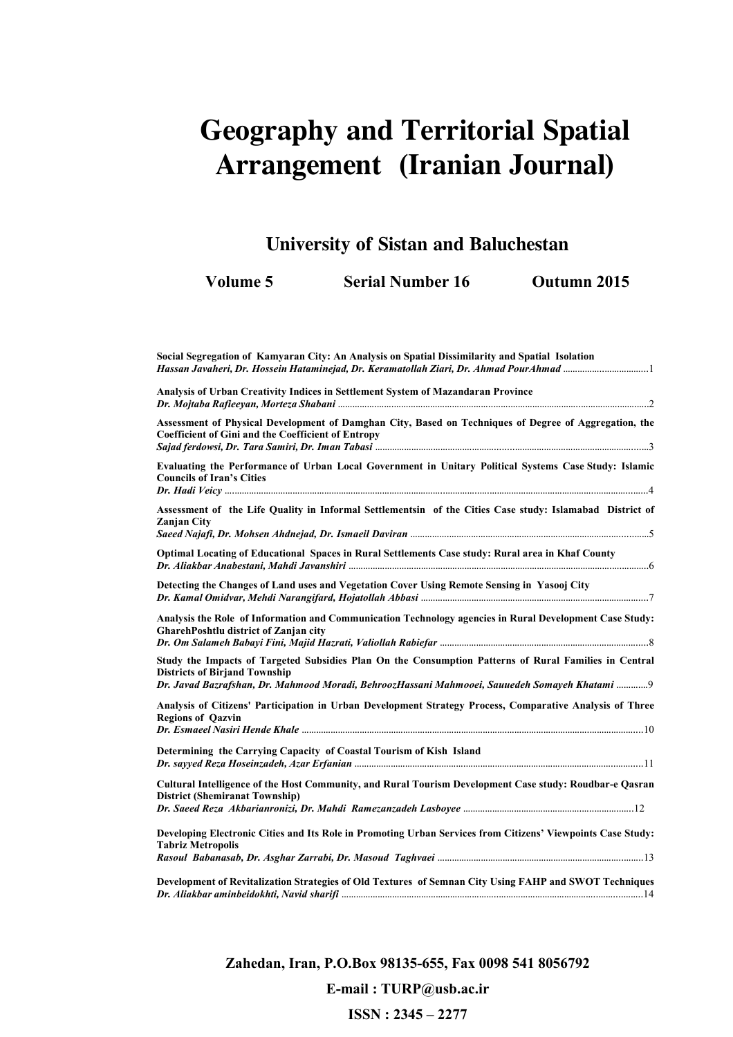# Geography and Territorial Spatial Arrangement (Iranian Journal)

## University of Sistan and Baluchestan

**Volume 5 Serial Number 16 Outumn 2015**

**Social Segregation of Kamyaran City: An Analysis on Spatial Dissimilarity and Spatial Isolation**
*Hassan Javaheri, Dr. Hossein Hataminejad, Dr. Keramatollah Ziari, Dr. Ahmad PourAhmad* ..................................1

**Analysis of Urban Creativity Indices in Settlement System of Mazandaran Province**
*Dr. Mojtaba Rafieeyan, Morteza Shabani* ..................................2

**Assessment of Physical Development of Damghan City, Based on Techniques of Degree of Aggregation, the Coefficient of Gini and the Coefficient of Entropy**
*Sajad ferdowsi, Dr. Tara Samiri, Dr. Iman Tabasi* ..................................3

**Evaluating the Performance of Urban Local Government in Unitary Political Systems Case Study: Islamic Councils of Iran's Cities**
*Dr. Hadi Veicy* ..................................4

**Assessment of the Life Quality in Informal Settlementsin of the Cities Case study: Islamabad District of Zanjan City**
*Saeed Najafi, Dr. Mohsen Ahdnejad, Dr. Ismaeil Daviran* ..................................5

**Optimal Locating of Educational Spaces in Rural Settlements Case study: Rural area in Khaf County**
*Dr. Aliakbar Anabestani, Mahdi Javanshiri* ..................................6

**Detecting the Changes of Land uses and Vegetation Cover Using Remote Sensing in Yasooj City**
*Dr. Kamal Omidvar, Mehdi Narangifard, Hojatollah Abbasi* ..................................7

**Analysis the Role of Information and Communication Technology agencies in Rural Development Case Study: GharehPoshtlu district of Zanjan city**
*Dr. Om Salameh Babayi Fini, Majid Hazrati, Valiollah Rabiefar* ..................................8

**Study the Impacts of Targeted Subsidies Plan On the Consumption Patterns of Rural Families in Central Districts of Birjand Township**
*Dr. Javad Bazrafshan, Dr. Mahmood Moradi, BehroozHassani Mahmooei, Sauuedeh Somayeh Khatami* .............9

**Analysis of Citizens' Participation in Urban Development Strategy Process, Comparative Analysis of Three Regions of Qazvin**
*Dr. Esmaeel Nasiri Hende Khale* ..................................10

**Determining the Carrying Capacity of Coastal Tourism of Kish Island**
*Dr. sayyed Reza Hoseinzadeh, Azar Erfanian* ..................................11

**Cultural Intelligence of the Host Community, and Rural Tourism Development Case study: Roudbar-e Qasran District (Shemiranat Township)**
*Dr. Saeed Reza Akbarianronizi, Dr. Mahdi Ramezanzadeh Lasboyee* ..................................12

**Developing Electronic Cities and Its Role in Promoting Urban Services from Citizens' Viewpoints Case Study: Tabriz Metropolis**
*Rasoul Babanasab, Dr. Asghar Zarrabi, Dr. Masoud Taghvaei* ..................................13

**Development of Revitalization Strategies of Old Textures of Semnan City Using FAHP and SWOT Techniques**
*Dr. Aliakbar aminbeidokhti, Navid sharifi* ..................................14

**Zahedan, Iran, P.O.Box 98135-655, Fax 0098 541 8056792**

**E-mail : TURP@usb.ac.ir**

**ISSN : 2345 – 2277**